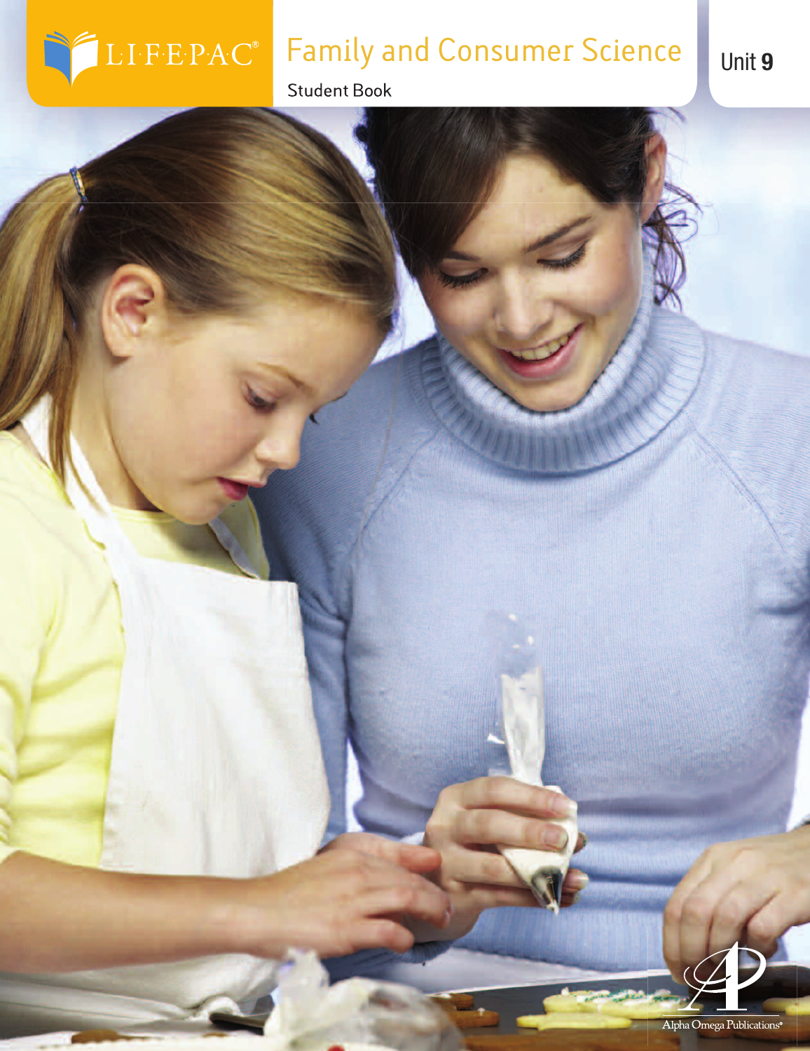LIFEPAC®

# Family and Consumer Science

Student Book

Unit 9

Alpha Omega Publications®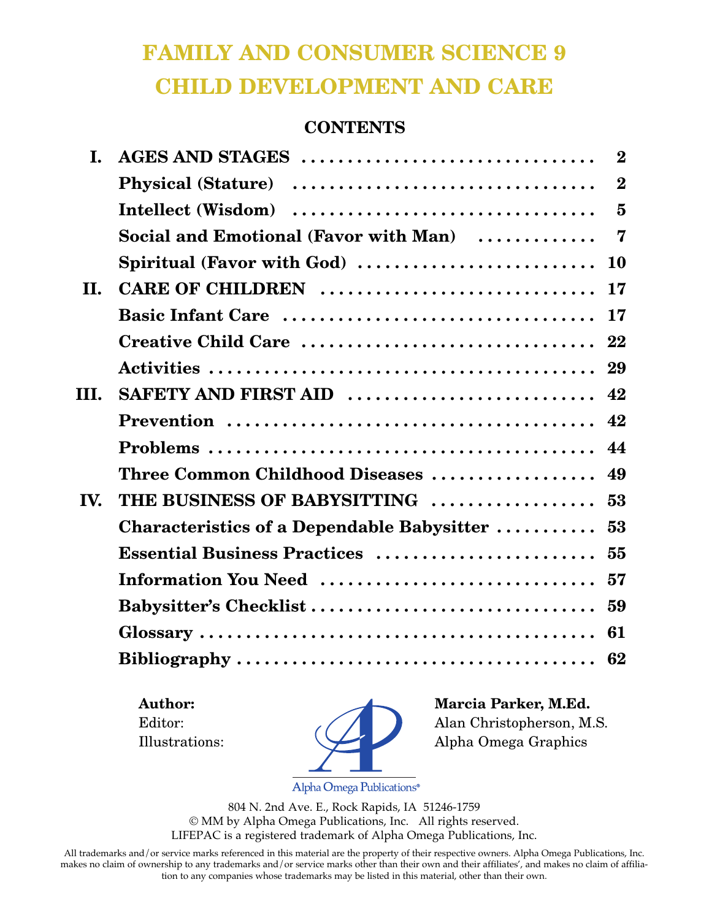# FAMILY AND CONSUMER SCIENCE 9
# CHILD DEVELOPMENT AND CARE

## CONTENTS

| | | |
|---|---|---|
| **I.** | **AGES AND STAGES** | **2** |
| | **Physical (Stature)** | **2** |
| | **Intellect (Wisdom)** | **5** |
| | **Social and Emotional (Favor with Man)** | **7** |
| | **Spiritual (Favor with God)** | **10** |
| **II.** | **CARE OF CHILDREN** | **17** |
| | **Basic Infant Care** | **17** |
| | **Creative Child Care** | **22** |
| | **Activities** | **29** |
| **III.** | **SAFETY AND FIRST AID** | **42** |
| | **Prevention** | **42** |
| | **Problems** | **44** |
| | **Three Common Childhood Diseases** | **49** |
| **IV.** | **THE BUSINESS OF BABYSITTING** | **53** |
| | **Characteristics of a Dependable Babysitter** | **53** |
| | **Essential Business Practices** | **55** |
| | **Information You Need** | **57** |
| | **Babysitter's Checklist** | **59** |
| | **Glossary** | **61** |
| | **Bibliography** | **62** |

**Author:** **Marcia Parker, M.Ed.**
Editor: Alan Christopherson, M.S.
Illustrations: Alpha Omega Graphics

Alpha Omega Publications®

804 N. 2nd Ave. E., Rock Rapids, IA 51246-1759
© MM by Alpha Omega Publications, Inc. All rights reserved.
LIFEPAC is a registered trademark of Alpha Omega Publications, Inc.

All trademarks and/or service marks referenced in this material are the property of their respective owners. Alpha Omega Publications, Inc. makes no claim of ownership to any trademarks and/or service marks other than their own and their affiliates', and makes no claim of affiliation to any companies whose trademarks may be listed in this material, other than their own.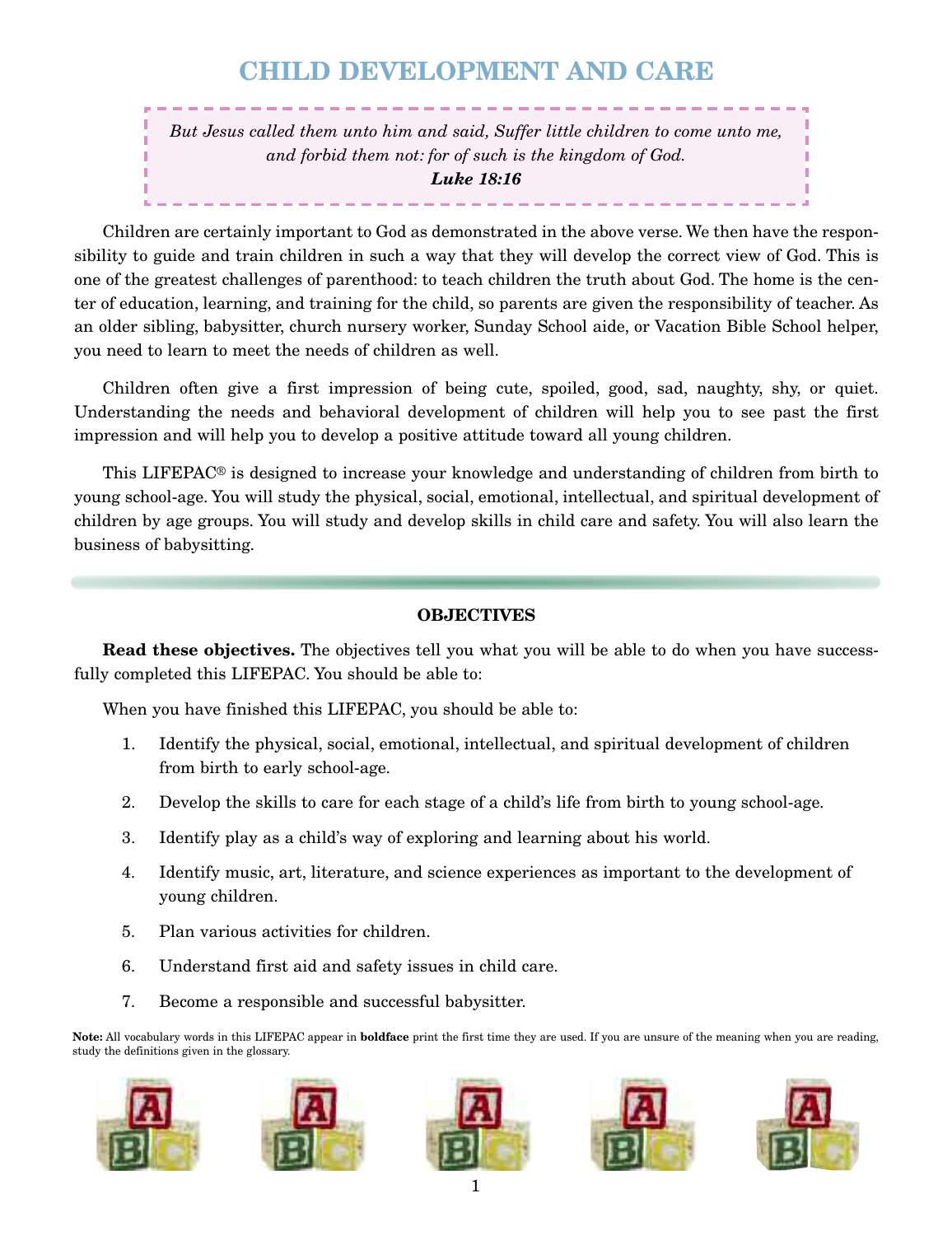# CHILD DEVELOPMENT AND CARE

> *But Jesus called them unto him and said, Suffer little children to come unto me, and forbid them not: for of such is the kingdom of God.*
> ***Luke 18:16***

Children are certainly important to God as demonstrated in the above verse. We then have the responsibility to guide and train children in such a way that they will develop the correct view of God. This is one of the greatest challenges of parenthood: to teach children the truth about God. The home is the center of education, learning, and training for the child, so parents are given the responsibility of teacher. As an older sibling, babysitter, church nursery worker, Sunday School aide, or Vacation Bible School helper, you need to learn to meet the needs of children as well.

Children often give a first impression of being cute, spoiled, good, sad, naughty, shy, or quiet. Understanding the needs and behavioral development of children will help you to see past the first impression and will help you to develop a positive attitude toward all young children.

This LIFEPAC® is designed to increase your knowledge and understanding of children from birth to young school-age. You will study the physical, social, emotional, intellectual, and spiritual development of children by age groups. You will study and develop skills in child care and safety. You will also learn the business of babysitting.

## OBJECTIVES

**Read these objectives.** The objectives tell you what you will be able to do when you have successfully completed this LIFEPAC. You should be able to:

When you have finished this LIFEPAC, you should be able to:

1. Identify the physical, social, emotional, intellectual, and spiritual development of children from birth to early school-age.
2. Develop the skills to care for each stage of a child's life from birth to young school-age.
3. Identify play as a child's way of exploring and learning about his world.
4. Identify music, art, literature, and science experiences as important to the development of young children.
5. Plan various activities for children.
6. Understand first aid and safety issues in child care.
7. Become a responsible and successful babysitter.

**Note:** All vocabulary words in this LIFEPAC appear in **boldface** print the first time they are used. If you are unsure of the meaning when you are reading, study the definitions given in the glossary.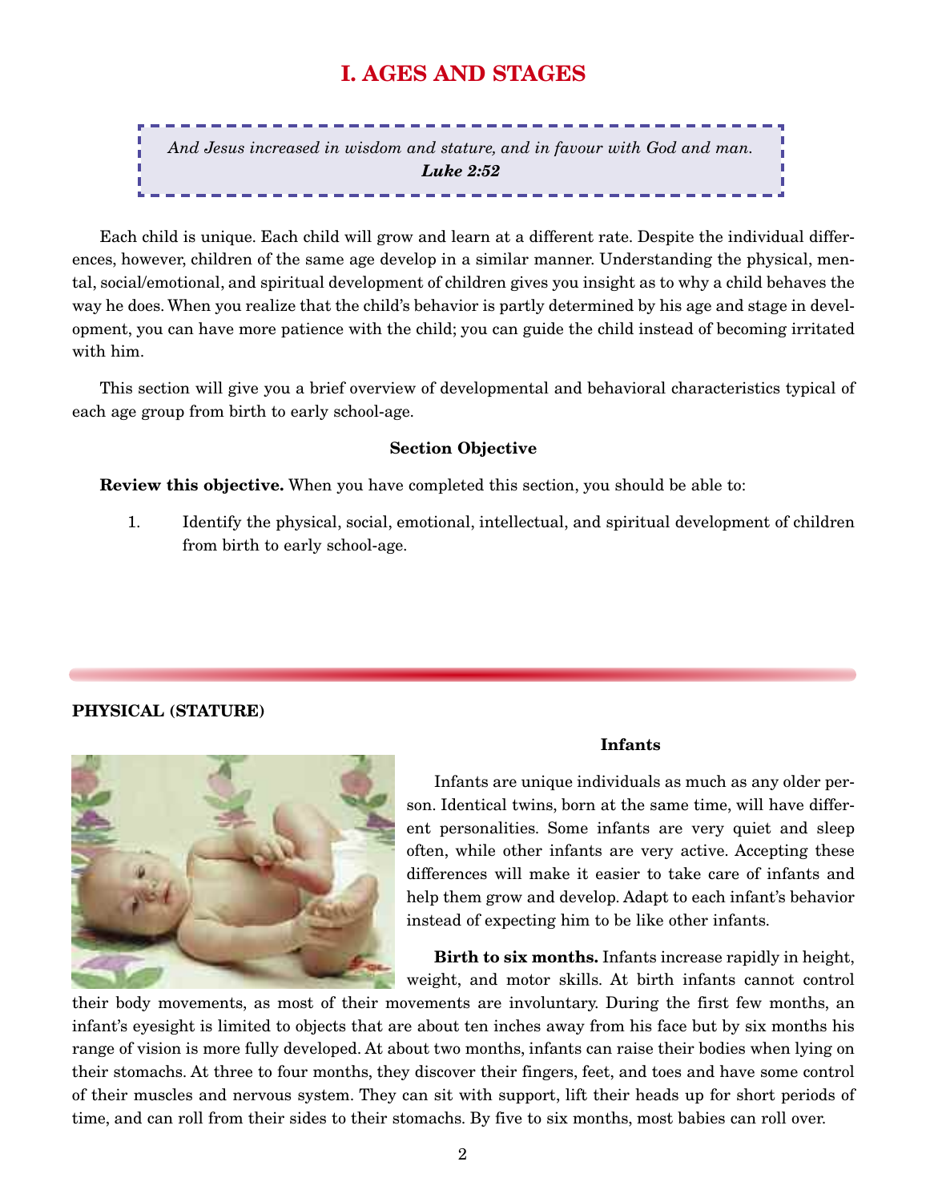# I. AGES AND STAGES

> *And Jesus increased in wisdom and stature, and in favour with God and man.*
> ***Luke 2:52***

Each child is unique. Each child will grow and learn at a different rate. Despite the individual differences, however, children of the same age develop in a similar manner. Understanding the physical, mental, social/emotional, and spiritual development of children gives you insight as to why a child behaves the way he does. When you realize that the child's behavior is partly determined by his age and stage in development, you can have more patience with the child; you can guide the child instead of becoming irritated with him.

This section will give you a brief overview of developmental and behavioral characteristics typical of each age group from birth to early school-age.

**Section Objective**

**Review this objective.** When you have completed this section, you should be able to:

1. Identify the physical, social, emotional, intellectual, and spiritual development of children from birth to early school-age.

## PHYSICAL (STATURE)

### Infants

Infants are unique individuals as much as any older person. Identical twins, born at the same time, will have different personalities. Some infants are very quiet and sleep often, while other infants are very active. Accepting these differences will make it easier to take care of infants and help them grow and develop. Adapt to each infant's behavior instead of expecting him to be like other infants.

**Birth to six months.** Infants increase rapidly in height, weight, and motor skills. At birth infants cannot control their body movements, as most of their movements are involuntary. During the first few months, an infant's eyesight is limited to objects that are about ten inches away from his face but by six months his range of vision is more fully developed. At about two months, infants can raise their bodies when lying on their stomachs. At three to four months, they discover their fingers, feet, and toes and have some control of their muscles and nervous system. They can sit with support, lift their heads up for short periods of time, and can roll from their sides to their stomachs. By five to six months, most babies can roll over.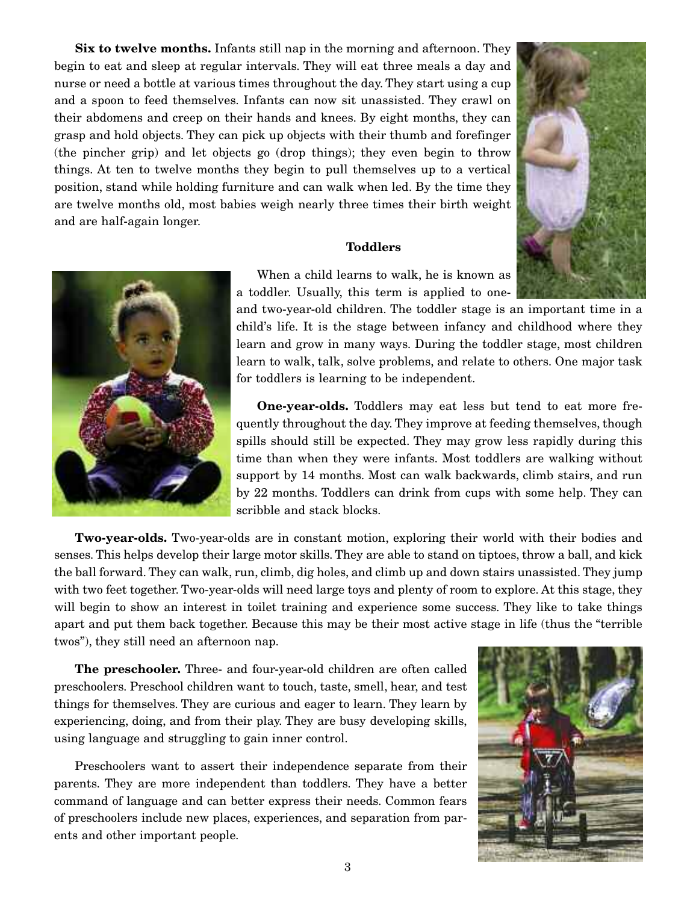**Six to twelve months.** Infants still nap in the morning and afternoon. They begin to eat and sleep at regular intervals. They will eat three meals a day and nurse or need a bottle at various times throughout the day. They start using a cup and a spoon to feed themselves. Infants can now sit unassisted. They crawl on their abdomens and creep on their hands and knees. By eight months, they can grasp and hold objects. They can pick up objects with their thumb and forefinger (the pincher grip) and let objects go (drop things); they even begin to throw things. At ten to twelve months they begin to pull themselves up to a vertical position, stand while holding furniture and can walk when led. By the time they are twelve months old, most babies weigh nearly three times their birth weight and are half-again longer.

### Toddlers

When a child learns to walk, he is known as a toddler. Usually, this term is applied to one- and two-year-old children. The toddler stage is an important time in a child's life. It is the stage between infancy and childhood where they learn and grow in many ways. During the toddler stage, most children learn to walk, talk, solve problems, and relate to others. One major task for toddlers is learning to be independent.

**One-year-olds.** Toddlers may eat less but tend to eat more frequently throughout the day. They improve at feeding themselves, though spills should still be expected. They may grow less rapidly during this time than when they were infants. Most toddlers are walking without support by 14 months. Most can walk backwards, climb stairs, and run by 22 months. Toddlers can drink from cups with some help. They can scribble and stack blocks.

**Two-year-olds.** Two-year-olds are in constant motion, exploring their world with their bodies and senses. This helps develop their large motor skills. They are able to stand on tiptoes, throw a ball, and kick the ball forward. They can walk, run, climb, dig holes, and climb up and down stairs unassisted. They jump with two feet together. Two-year-olds will need large toys and plenty of room to explore. At this stage, they will begin to show an interest in toilet training and experience some success. They like to take things apart and put them back together. Because this may be their most active stage in life (thus the "terrible twos"), they still need an afternoon nap.

**The preschooler.** Three- and four-year-old children are often called preschoolers. Preschool children want to touch, taste, smell, hear, and test things for themselves. They are curious and eager to learn. They learn by experiencing, doing, and from their play. They are busy developing skills, using language and struggling to gain inner control.

Preschoolers want to assert their independence separate from their parents. They are more independent than toddlers. They have a better command of language and can better express their needs. Common fears of preschoolers include new places, experiences, and separation from parents and other important people.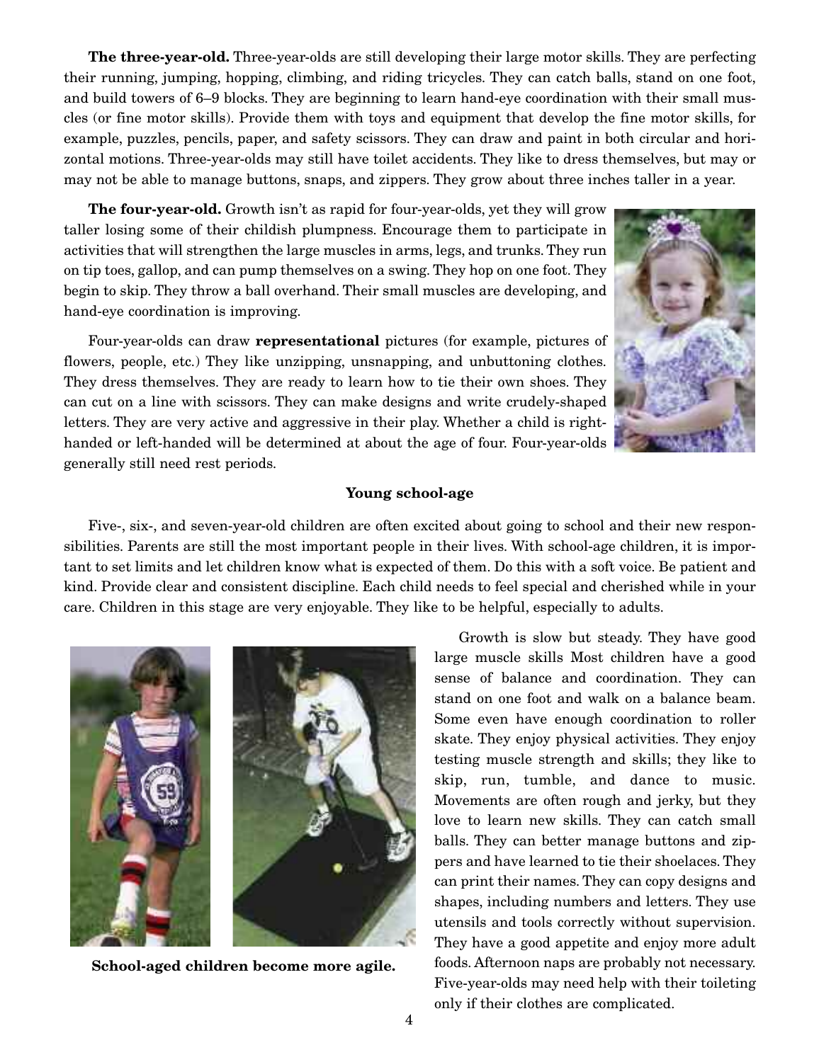**The three-year-old.** Three-year-olds are still developing their large motor skills. They are perfecting their running, jumping, hopping, climbing, and riding tricycles. They can catch balls, stand on one foot, and build towers of 6–9 blocks. They are beginning to learn hand-eye coordination with their small muscles (or fine motor skills). Provide them with toys and equipment that develop the fine motor skills, for example, puzzles, pencils, paper, and safety scissors. They can draw and paint in both circular and horizontal motions. Three-year-olds may still have toilet accidents. They like to dress themselves, but may or may not be able to manage buttons, snaps, and zippers. They grow about three inches taller in a year.

**The four-year-old.** Growth isn't as rapid for four-year-olds, yet they will grow taller losing some of their childish plumpness. Encourage them to participate in activities that will strengthen the large muscles in arms, legs, and trunks. They run on tip toes, gallop, and can pump themselves on a swing. They hop on one foot. They begin to skip. They throw a ball overhand. Their small muscles are developing, and hand-eye coordination is improving.

Four-year-olds can draw **representational** pictures (for example, pictures of flowers, people, etc.) They like unzipping, unsnapping, and unbuttoning clothes. They dress themselves. They are ready to learn how to tie their own shoes. They can cut on a line with scissors. They can make designs and write crudely-shaped letters. They are very active and aggressive in their play. Whether a child is right-handed or left-handed will be determined at about the age of four. Four-year-olds generally still need rest periods.

**Young school-age**

Five-, six-, and seven-year-old children are often excited about going to school and their new responsibilities. Parents are still the most important people in their lives. With school-age children, it is important to set limits and let children know what is expected of them. Do this with a soft voice. Be patient and kind. Provide clear and consistent discipline. Each child needs to feel special and cherished while in your care. Children in this stage are very enjoyable. They like to be helpful, especially to adults.

**School-aged children become more agile.**

Growth is slow but steady. They have good large muscle skills Most children have a good sense of balance and coordination. They can stand on one foot and walk on a balance beam. Some even have enough coordination to roller skate. They enjoy physical activities. They enjoy testing muscle strength and skills; they like to skip, run, tumble, and dance to music. Movements are often rough and jerky, but they love to learn new skills. They can catch small balls. They can better manage buttons and zippers and have learned to tie their shoelaces. They can print their names. They can copy designs and shapes, including numbers and letters. They use utensils and tools correctly without supervision. They have a good appetite and enjoy more adult foods. Afternoon naps are probably not necessary. Five-year-olds may need help with their toileting only if their clothes are complicated.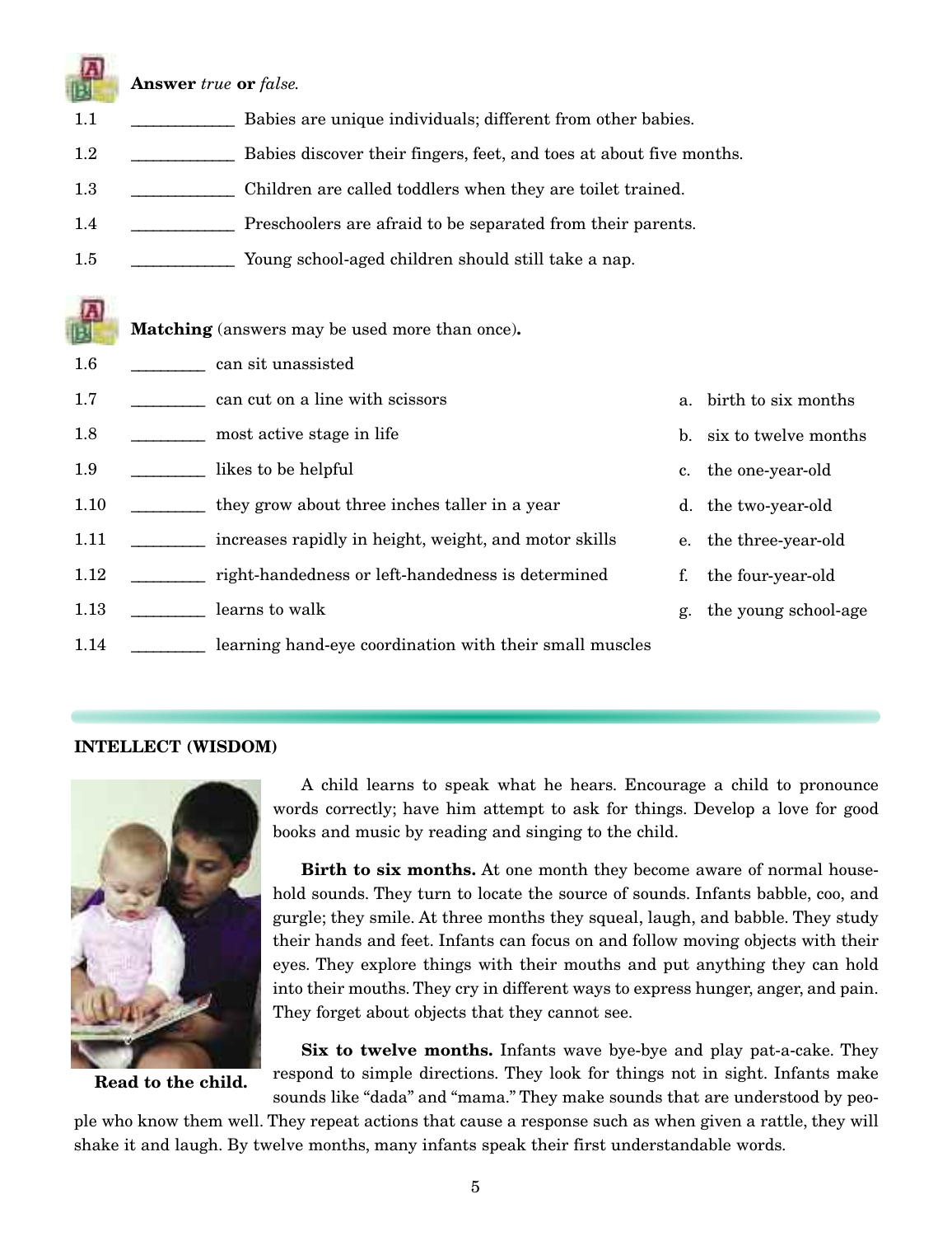**Answer** *true* **or** *false.*

1.1 ____________ Babies are unique individuals; different from other babies.

1.2 ____________ Babies discover their fingers, feet, and toes at about five months.

1.3 ____________ Children are called toddlers when they are toilet trained.

1.4 ____________ Preschoolers are afraid to be separated from their parents.

1.5 ____________ Young school-aged children should still take a nap.

**Matching** (answers may be used more than once)**.**

1.6 ________ can sit unassisted

1.7 ________ can cut on a line with scissors

1.8 ________ most active stage in life

1.9 ________ likes to be helpful

1.10 ________ they grow about three inches taller in a year

1.11 ________ increases rapidly in height, weight, and motor skills

1.12 ________ right-handedness or left-handedness is determined

1.13 ________ learns to walk

1.14 ________ learning hand-eye coordination with their small muscles

a. birth to six months

b. six to twelve months

c. the one-year-old

d. the two-year-old

e. the three-year-old

f. the four-year-old

g. the young school-age

### INTELLECT (WISDOM)

**Read to the child.**

A child learns to speak what he hears. Encourage a child to pronounce words correctly; have him attempt to ask for things. Develop a love for good books and music by reading and singing to the child.

**Birth to six months.** At one month they become aware of normal household sounds. They turn to locate the source of sounds. Infants babble, coo, and gurgle; they smile. At three months they squeal, laugh, and babble. They study their hands and feet. Infants can focus on and follow moving objects with their eyes. They explore things with their mouths and put anything they can hold into their mouths. They cry in different ways to express hunger, anger, and pain. They forget about objects that they cannot see.

**Six to twelve months.** Infants wave bye-bye and play pat-a-cake. They respond to simple directions. They look for things not in sight. Infants make sounds like "dada" and "mama." They make sounds that are understood by people who know them well. They repeat actions that cause a response such as when given a rattle, they will shake it and laugh. By twelve months, many infants speak their first understandable words.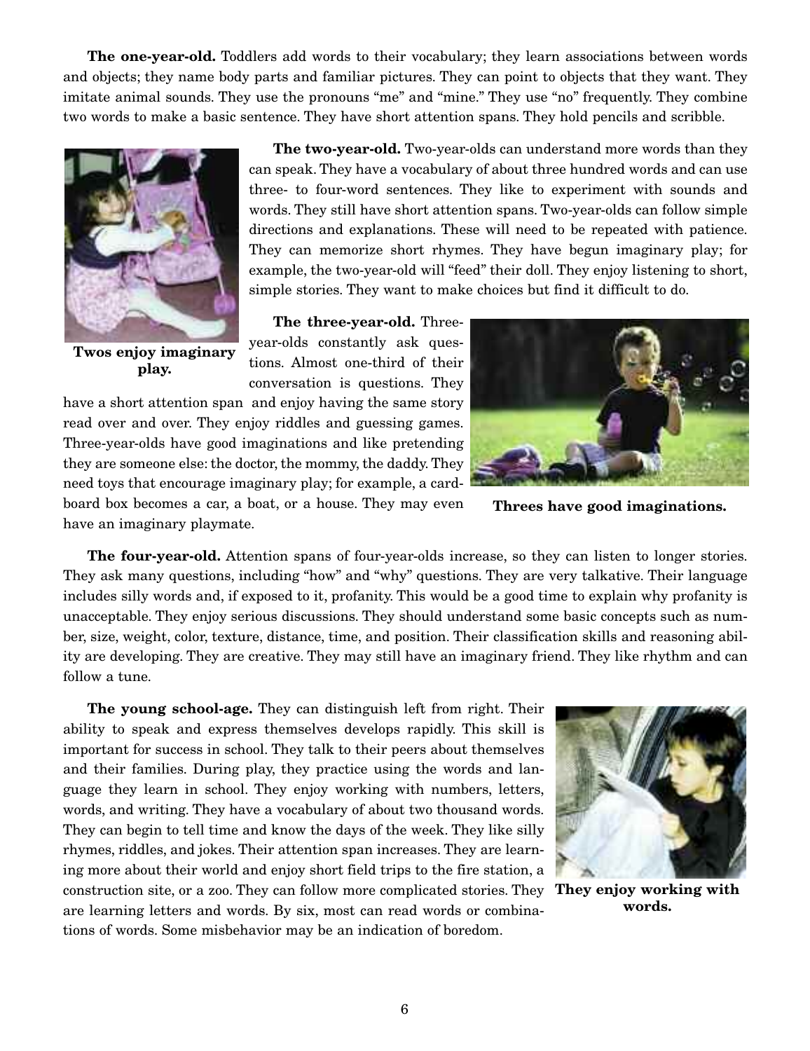**The one-year-old.** Toddlers add words to their vocabulary; they learn associations between words and objects; they name body parts and familiar pictures. They can point to objects that they want. They imitate animal sounds. They use the pronouns "me" and "mine." They use "no" frequently. They combine two words to make a basic sentence. They have short attention spans. They hold pencils and scribble.

**The two-year-old.** Two-year-olds can understand more words than they can speak. They have a vocabulary of about three hundred words and can use three- to four-word sentences. They like to experiment with sounds and words. They still have short attention spans. Two-year-olds can follow simple directions and explanations. These will need to be repeated with patience. They can memorize short rhymes. They have begun imaginary play; for example, the two-year-old will "feed" their doll. They enjoy listening to short, simple stories. They want to make choices but find it difficult to do.

**Twos enjoy imaginary play.**

**The three-year-old.** Three-year-olds constantly ask questions. Almost one-third of their conversation is questions. They have a short attention span and enjoy having the same story read over and over. They enjoy riddles and guessing games. Three-year-olds have good imaginations and like pretending they are someone else: the doctor, the mommy, the daddy. They need toys that encourage imaginary play; for example, a cardboard box becomes a car, a boat, or a house. They may even have an imaginary playmate.

**Threes have good imaginations.**

**The four-year-old.** Attention spans of four-year-olds increase, so they can listen to longer stories. They ask many questions, including "how" and "why" questions. They are very talkative. Their language includes silly words and, if exposed to it, profanity. This would be a good time to explain why profanity is unacceptable. They enjoy serious discussions. They should understand some basic concepts such as number, size, weight, color, texture, distance, time, and position. Their classification skills and reasoning ability are developing. They are creative. They may still have an imaginary friend. They like rhythm and can follow a tune.

**The young school-age.** They can distinguish left from right. Their ability to speak and express themselves develops rapidly. This skill is important for success in school. They talk to their peers about themselves and their families. During play, they practice using the words and language they learn in school. They enjoy working with numbers, letters, words, and writing. They have a vocabulary of about two thousand words. They can begin to tell time and know the days of the week. They like silly rhymes, riddles, and jokes. Their attention span increases. They are learning more about their world and enjoy short field trips to the fire station, a construction site, or a zoo. They can follow more complicated stories. They are learning letters and words. By six, most can read words or combinations of words. Some misbehavior may be an indication of boredom.

**They enjoy working with words.**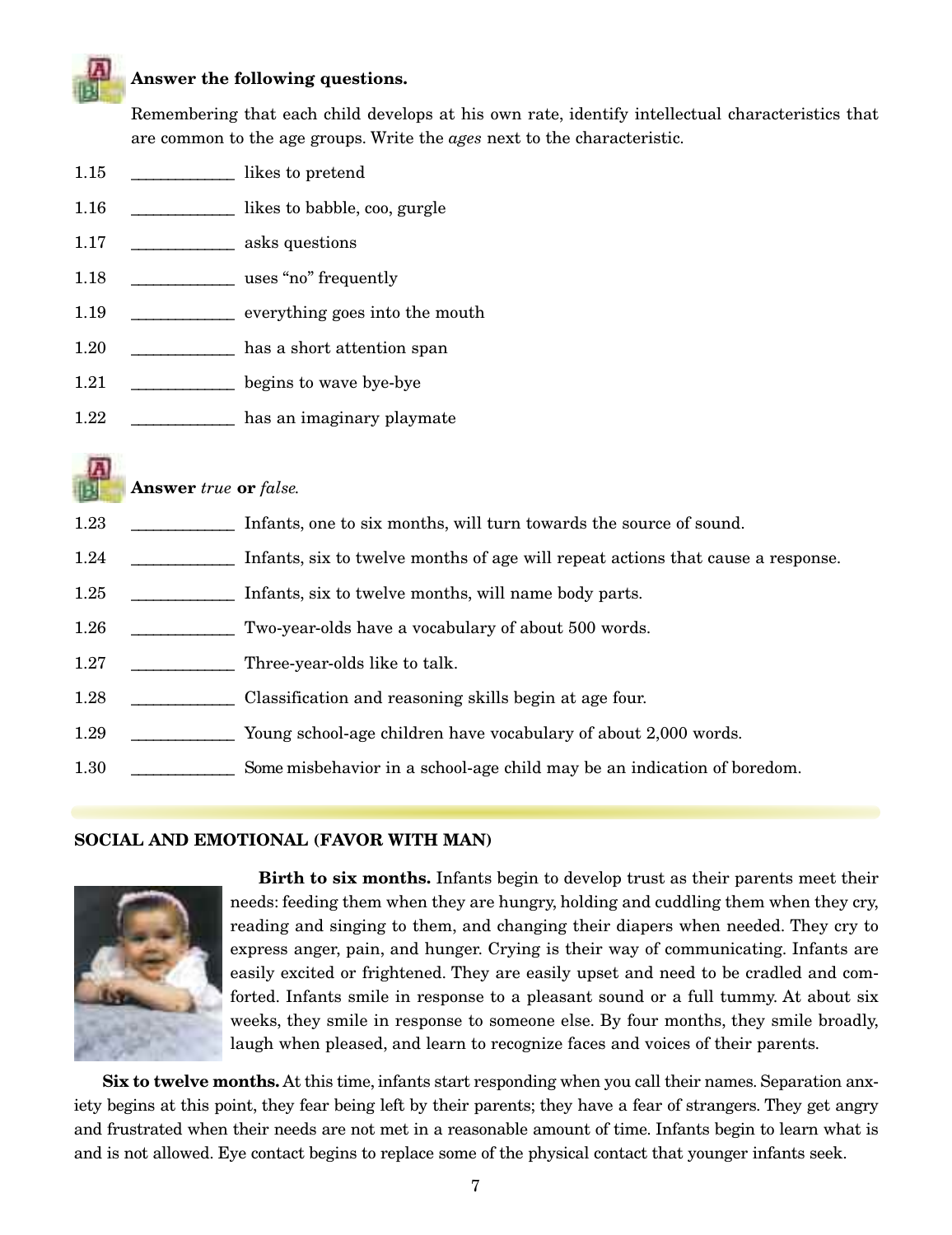**Answer the following questions.**

Remembering that each child develops at his own rate, identify intellectual characteristics that are common to the age groups. Write the *ages* next to the characteristic.

1.15 ____________ likes to pretend

1.16 ____________ likes to babble, coo, gurgle

1.17 ____________ asks questions

1.18 ____________ uses "no" frequently

1.19 ____________ everything goes into the mouth

1.20 ____________ has a short attention span

1.21 ____________ begins to wave bye-bye

1.22 ____________ has an imaginary playmate

**Answer** *true* **or** *false.*

1.23 ____________ Infants, one to six months, will turn towards the source of sound.

1.24 ____________ Infants, six to twelve months of age will repeat actions that cause a response.

1.25 ____________ Infants, six to twelve months, will name body parts.

1.26 ____________ Two-year-olds have a vocabulary of about 500 words.

1.27 ____________ Three-year-olds like to talk.

1.28 ____________ Classification and reasoning skills begin at age four.

1.29 ____________ Young school-age children have vocabulary of about 2,000 words.

1.30 ____________ Some misbehavior in a school-age child may be an indication of boredom.

## SOCIAL AND EMOTIONAL (FAVOR WITH MAN)

**Birth to six months.** Infants begin to develop trust as their parents meet their needs: feeding them when they are hungry, holding and cuddling them when they cry, reading and singing to them, and changing their diapers when needed. They cry to express anger, pain, and hunger. Crying is their way of communicating. Infants are easily excited or frightened. They are easily upset and need to be cradled and comforted. Infants smile in response to a pleasant sound or a full tummy. At about six weeks, they smile in response to someone else. By four months, they smile broadly, laugh when pleased, and learn to recognize faces and voices of their parents.

**Six to twelve months.** At this time, infants start responding when you call their names. Separation anxiety begins at this point, they fear being left by their parents; they have a fear of strangers. They get angry and frustrated when their needs are not met in a reasonable amount of time. Infants begin to learn what is and is not allowed. Eye contact begins to replace some of the physical contact that younger infants seek.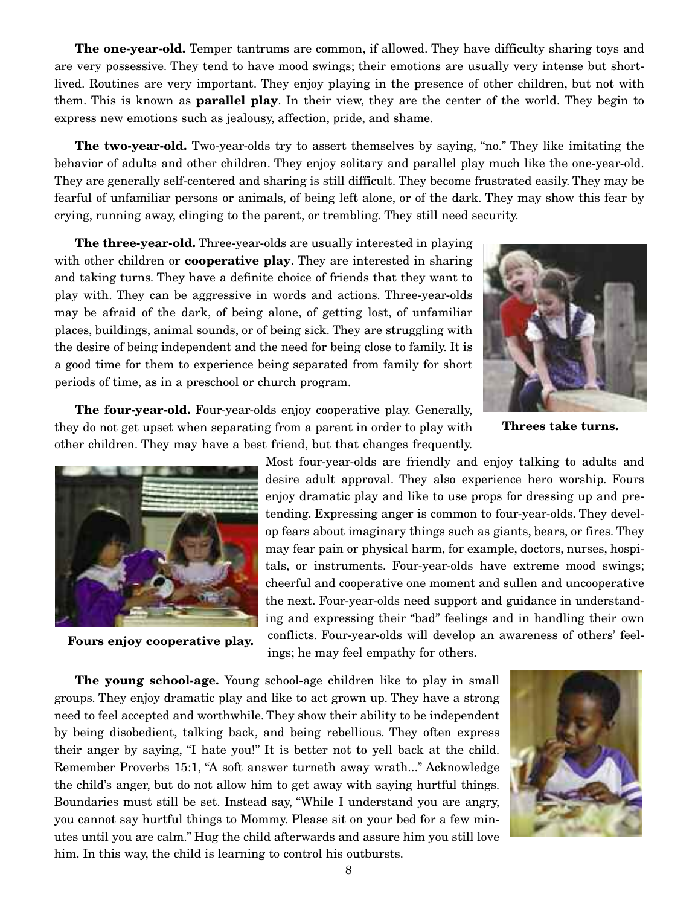**The one-year-old.** Temper tantrums are common, if allowed. They have difficulty sharing toys and are very possessive. They tend to have mood swings; their emotions are usually very intense but short-lived. Routines are very important. They enjoy playing in the presence of other children, but not with them. This is known as **parallel play**. In their view, they are the center of the world. They begin to express new emotions such as jealousy, affection, pride, and shame.

**The two-year-old.** Two-year-olds try to assert themselves by saying, "no." They like imitating the behavior of adults and other children. They enjoy solitary and parallel play much like the one-year-old. They are generally self-centered and sharing is still difficult. They become frustrated easily. They may be fearful of unfamiliar persons or animals, of being left alone, or of the dark. They may show this fear by crying, running away, clinging to the parent, or trembling. They still need security.

**The three-year-old.** Three-year-olds are usually interested in playing with other children or **cooperative play**. They are interested in sharing and taking turns. They have a definite choice of friends that they want to play with. They can be aggressive in words and actions. Three-year-olds may be afraid of the dark, of being alone, of getting lost, of unfamiliar places, buildings, animal sounds, or of being sick. They are struggling with the desire of being independent and the need for being close to family. It is a good time for them to experience being separated from family for short periods of time, as in a preschool or church program.

**Threes take turns.**

**The four-year-old.** Four-year-olds enjoy cooperative play. Generally, they do not get upset when separating from a parent in order to play with other children. They may have a best friend, but that changes frequently. Most four-year-olds are friendly and enjoy talking to adults and desire adult approval. They also experience hero worship. Fours enjoy dramatic play and like to use props for dressing up and pretending. Expressing anger is common to four-year-olds. They develop fears about imaginary things such as giants, bears, or fires. They may fear pain or physical harm, for example, doctors, nurses, hospitals, or instruments. Four-year-olds have extreme mood swings; cheerful and cooperative one moment and sullen and uncooperative the next. Four-year-olds need support and guidance in understanding and expressing their "bad" feelings and in handling their own conflicts. Four-year-olds will develop an awareness of others' feelings; he may feel empathy for others.

**Fours enjoy cooperative play.**

**The young school-age.** Young school-age children like to play in small groups. They enjoy dramatic play and like to act grown up. They have a strong need to feel accepted and worthwhile. They show their ability to be independent by being disobedient, talking back, and being rebellious. They often express their anger by saying, "I hate you!" It is better not to yell back at the child. Remember Proverbs 15:1, "A soft answer turneth away wrath..." Acknowledge the child's anger, but do not allow him to get away with saying hurtful things. Boundaries must still be set. Instead say, "While I understand you are angry, you cannot say hurtful things to Mommy. Please sit on your bed for a few minutes until you are calm." Hug the child afterwards and assure him you still love him. In this way, the child is learning to control his outbursts.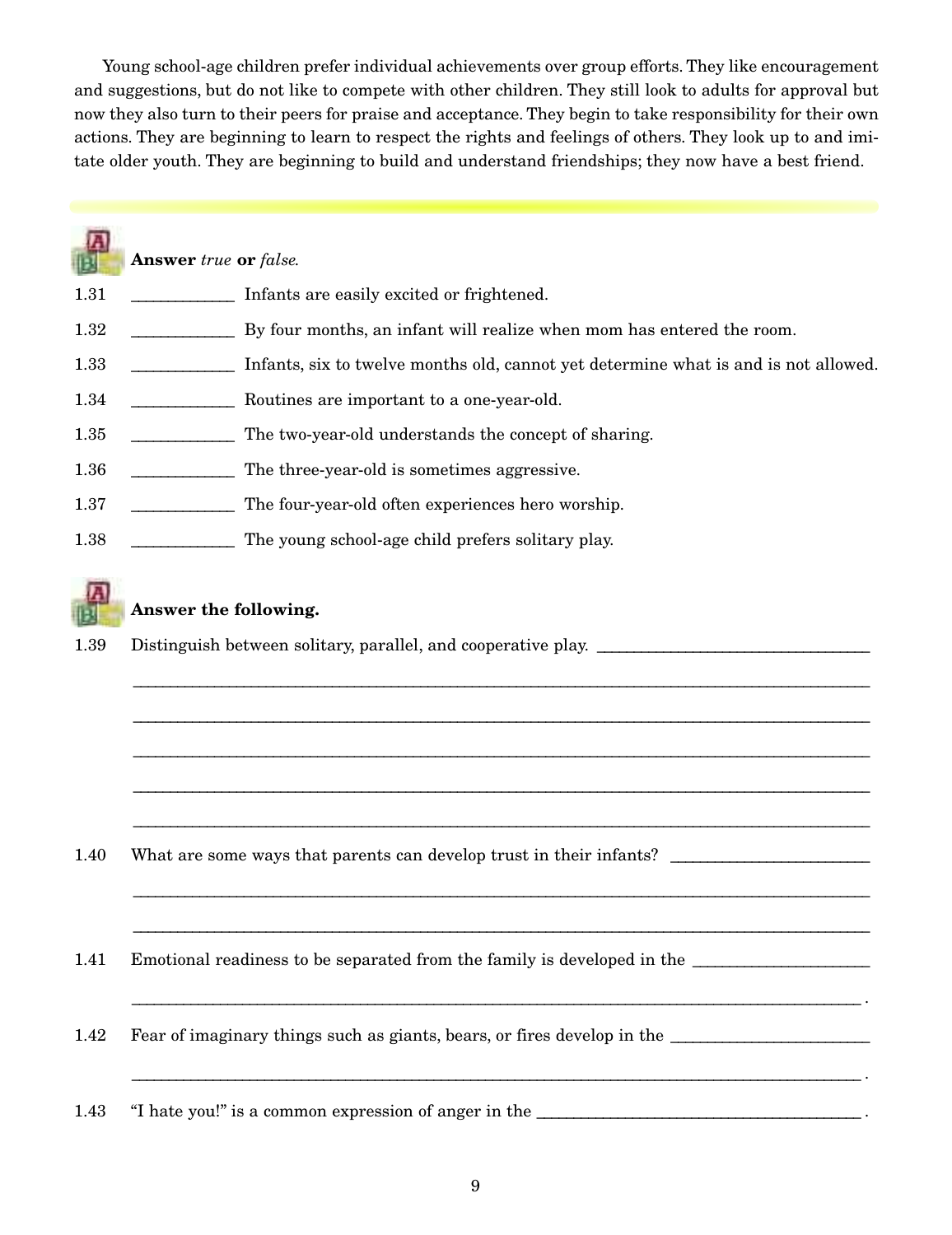Young school-age children prefer individual achievements over group efforts. They like encouragement and suggestions, but do not like to compete with other children. They still look to adults for approval but now they also turn to their peers for praise and acceptance. They begin to take responsibility for their own actions. They are beginning to learn to respect the rights and feelings of others. They look up to and imitate older youth. They are beginning to build and understand friendships; they now have a best friend.

---

**Answer** *true* **or** *false.*

1.31 ____________ Infants are easily excited or frightened.

1.32 ____________ By four months, an infant will realize when mom has entered the room.

1.33 ____________ Infants, six to twelve months old, cannot yet determine what is and is not allowed.

1.34 ____________ Routines are important to a one-year-old.

1.35 ____________ The two-year-old understands the concept of sharing.

1.36 ____________ The three-year-old is sometimes aggressive.

1.37 ____________ The four-year-old often experiences hero worship.

1.38 ____________ The young school-age child prefers solitary play.

**Answer the following.**

1.39 Distinguish between solitary, parallel, and cooperative play. ________________________________

______________________________________________________________________________

______________________________________________________________________________

______________________________________________________________________________

______________________________________________________________________________

______________________________________________________________________________

1.40 What are some ways that parents can develop trust in their infants? ______________________

______________________________________________________________________________

______________________________________________________________________________

1.41 Emotional readiness to be separated from the family is developed in the ____________________

______________________________________________________________________________ .

1.42 Fear of imaginary things such as giants, bears, or fires develop in the ______________________

______________________________________________________________________________ .

1.43 "I hate you!" is a common expression of anger in the ______________________________________ .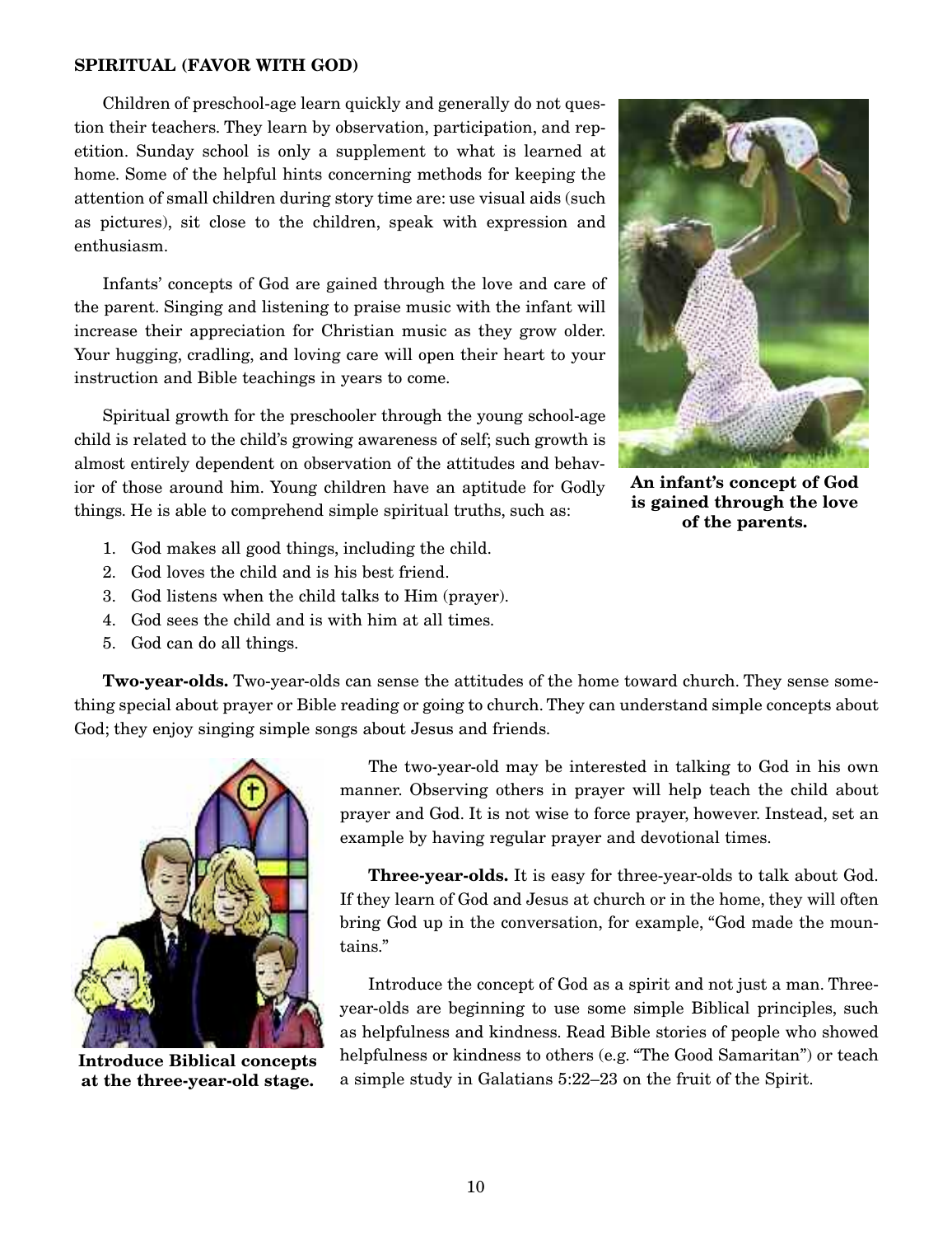**SPIRITUAL (FAVOR WITH GOD)**

Children of preschool-age learn quickly and generally do not question their teachers. They learn by observation, participation, and repetition. Sunday school is only a supplement to what is learned at home. Some of the helpful hints concerning methods for keeping the attention of small children during story time are: use visual aids (such as pictures), sit close to the children, speak with expression and enthusiasm.

Infants' concepts of God are gained through the love and care of the parent. Singing and listening to praise music with the infant will increase their appreciation for Christian music as they grow older. Your hugging, cradling, and loving care will open their heart to your instruction and Bible teachings in years to come.

**An infant's concept of God is gained through the love of the parents.**

Spiritual growth for the preschooler through the young school-age child is related to the child's growing awareness of self; such growth is almost entirely dependent on observation of the attitudes and behavior of those around him. Young children have an aptitude for Godly things. He is able to comprehend simple spiritual truths, such as:

1. God makes all good things, including the child.
2. God loves the child and is his best friend.
3. God listens when the child talks to Him (prayer).
4. God sees the child and is with him at all times.
5. God can do all things.

**Two-year-olds.** Two-year-olds can sense the attitudes of the home toward church. They sense something special about prayer or Bible reading or going to church. They can understand simple concepts about God; they enjoy singing simple songs about Jesus and friends.

The two-year-old may be interested in talking to God in his own manner. Observing others in prayer will help teach the child about prayer and God. It is not wise to force prayer, however. Instead, set an example by having regular prayer and devotional times.

**Three-year-olds.** It is easy for three-year-olds to talk about God. If they learn of God and Jesus at church or in the home, they will often bring God up in the conversation, for example, "God made the mountains."

Introduce the concept of God as a spirit and not just a man. Three-year-olds are beginning to use some simple Biblical principles, such as helpfulness and kindness. Read Bible stories of people who showed helpfulness or kindness to others (e.g. "The Good Samaritan") or teach a simple study in Galatians 5:22–23 on the fruit of the Spirit.

**Introduce Biblical concepts at the three-year-old stage.**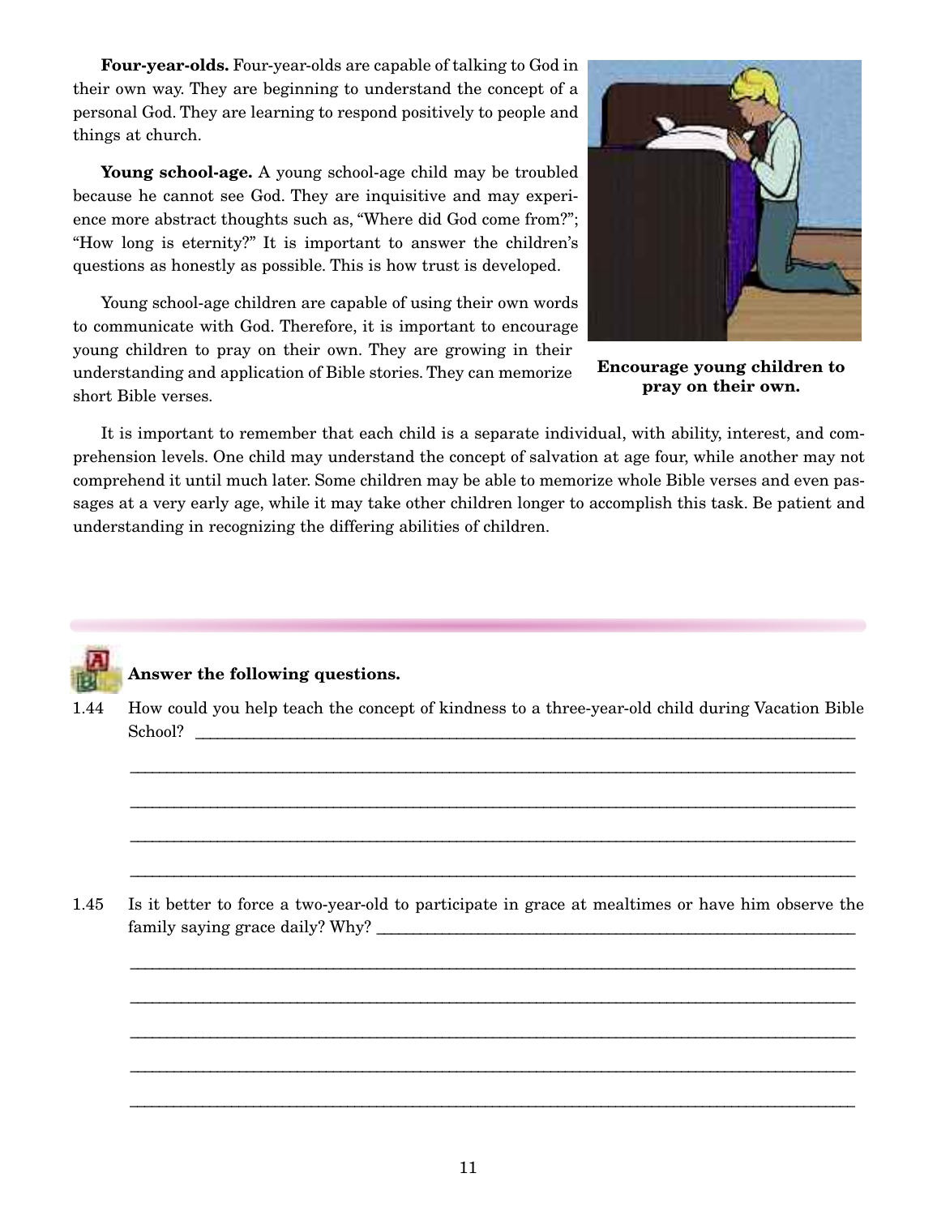**Four-year-olds.** Four-year-olds are capable of talking to God in their own way. They are beginning to understand the concept of a personal God. They are learning to respond positively to people and things at church.

**Young school-age.** A young school-age child may be troubled because he cannot see God. They are inquisitive and may experience more abstract thoughts such as, "Where did God come from?"; "How long is eternity?" It is important to answer the children's questions as honestly as possible. This is how trust is developed.

Young school-age children are capable of using their own words to communicate with God. Therefore, it is important to encourage young children to pray on their own. They are growing in their understanding and application of Bible stories. They can memorize short Bible verses.

**Encourage young children to pray on their own.**

It is important to remember that each child is a separate individual, with ability, interest, and comprehension levels. One child may understand the concept of salvation at age four, while another may not comprehend it until much later. Some children may be able to memorize whole Bible verses and even passages at a very early age, while it may take other children longer to accomplish this task. Be patient and understanding in recognizing the differing abilities of children.

**Answer the following questions.**

1.44 How could you help teach the concept of kindness to a three-year-old child during Vacation Bible School? ______________________________________________

______________________________________________

______________________________________________

______________________________________________

______________________________________________

1.45 Is it better to force a two-year-old to participate in grace at mealtimes or have him observe the family saying grace daily? Why? ______________________________________________

______________________________________________

______________________________________________

______________________________________________

______________________________________________

______________________________________________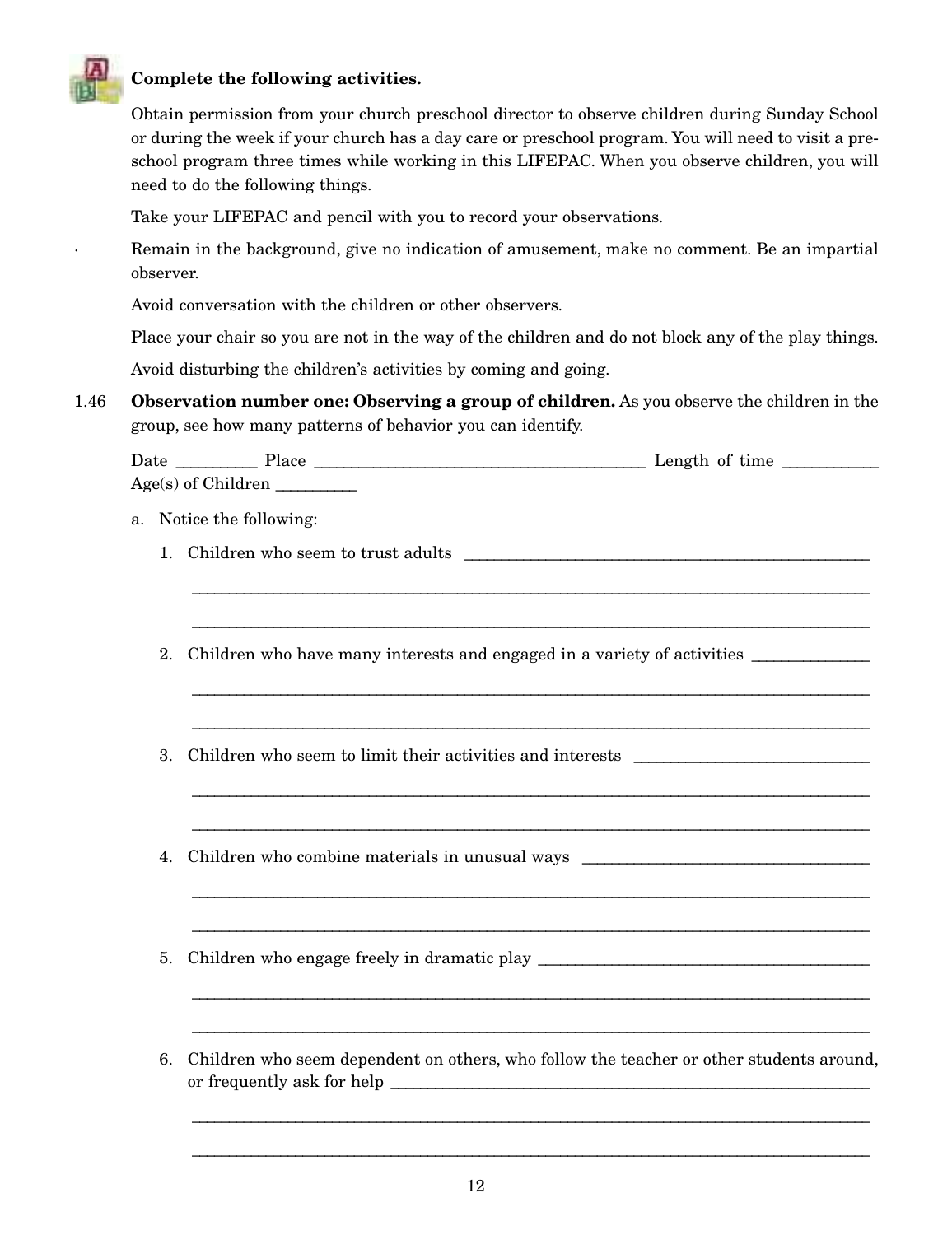**Complete the following activities.**

Obtain permission from your church preschool director to observe children during Sunday School or during the week if your church has a day care or preschool program. You will need to visit a preschool program three times while working in this LIFEPAC. When you observe children, you will need to do the following things.

Take your LIFEPAC and pencil with you to record your observations.

Remain in the background, give no indication of amusement, make no comment. Be an impartial observer.

Avoid conversation with the children or other observers.

Place your chair so you are not in the way of the children and do not block any of the play things.

Avoid disturbing the children's activities by coming and going.

1.46 **Observation number one: Observing a group of children.** As you observe the children in the group, see how many patterns of behavior you can identify.

Date _________ Place _______________________________________ Length of time ___________
Age(s) of Children _________

a. Notice the following:

1. Children who seem to trust adults _______________________________________________

_________________________________________________________________________________

_________________________________________________________________________________

2. Children who have many interests and engaged in a variety of activities _____________

_________________________________________________________________________________

_________________________________________________________________________________

3. Children who seem to limit their activities and interests ___________________________

_________________________________________________________________________________

_________________________________________________________________________________

4. Children who combine materials in unusual ways _________________________________

_________________________________________________________________________________

_________________________________________________________________________________

5. Children who engage freely in dramatic play ______________________________________

_________________________________________________________________________________

_________________________________________________________________________________

6. Children who seem dependent on others, who follow the teacher or other students around, or frequently ask for help ___________________________________________________________

_________________________________________________________________________________

_________________________________________________________________________________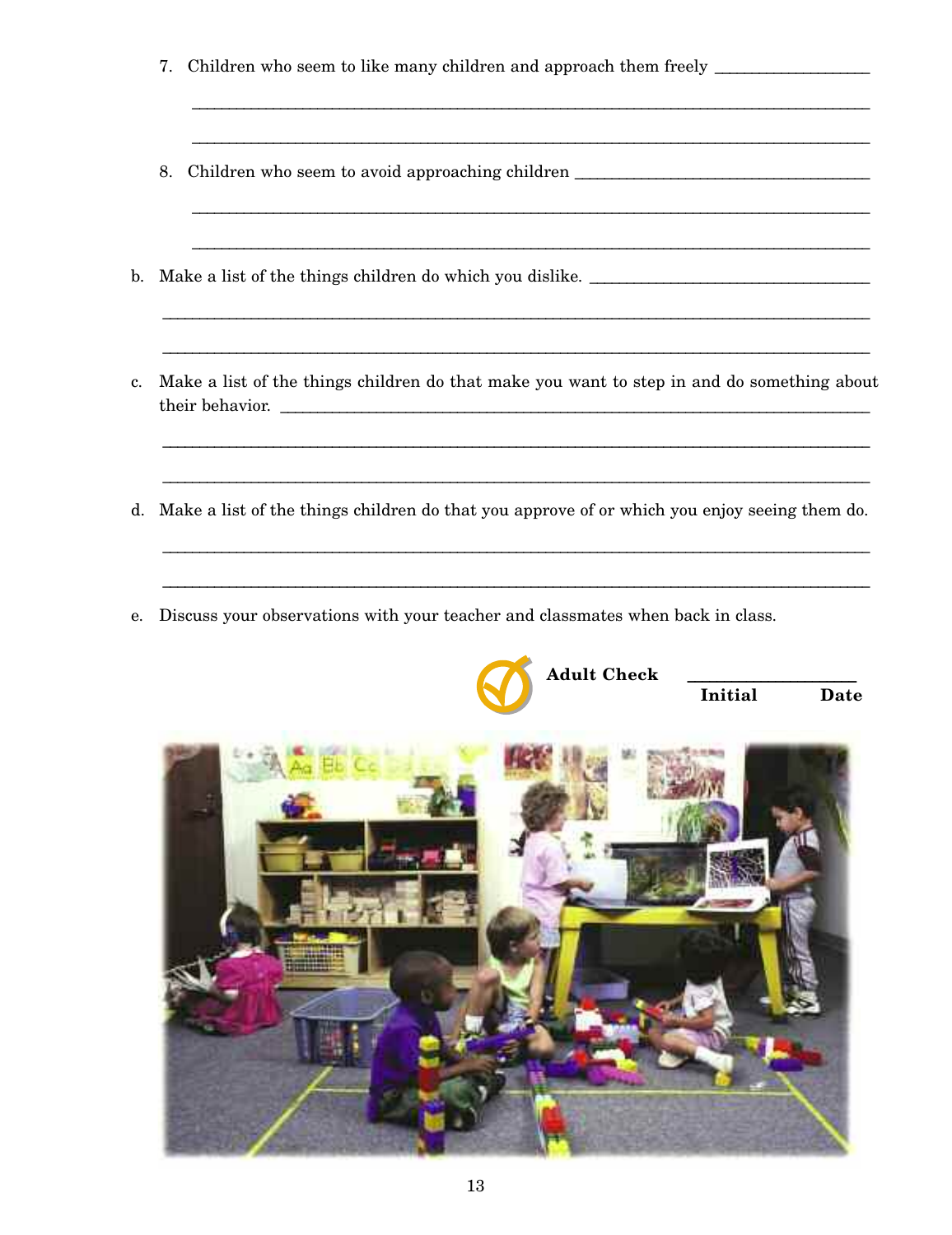7. Children who seem to like many children and approach them freely ___________________

_______________________________________________________________________________

_______________________________________________________________________________

8. Children who seem to avoid approaching children ____________________________________

_______________________________________________________________________________

_______________________________________________________________________________

b. Make a list of the things children do which you dislike. ______________________________

_______________________________________________________________________________

_______________________________________________________________________________

c. Make a list of the things children do that make you want to step in and do something about their behavior. ________________________________________________________________

_______________________________________________________________________________

_______________________________________________________________________________

d. Make a list of the things children do that you approve of or which you enjoy seeing them do.

_______________________________________________________________________________

_______________________________________________________________________________

e. Discuss your observations with your teacher and classmates when back in class.

**Adult Check** ____________________
**Initial** **Date**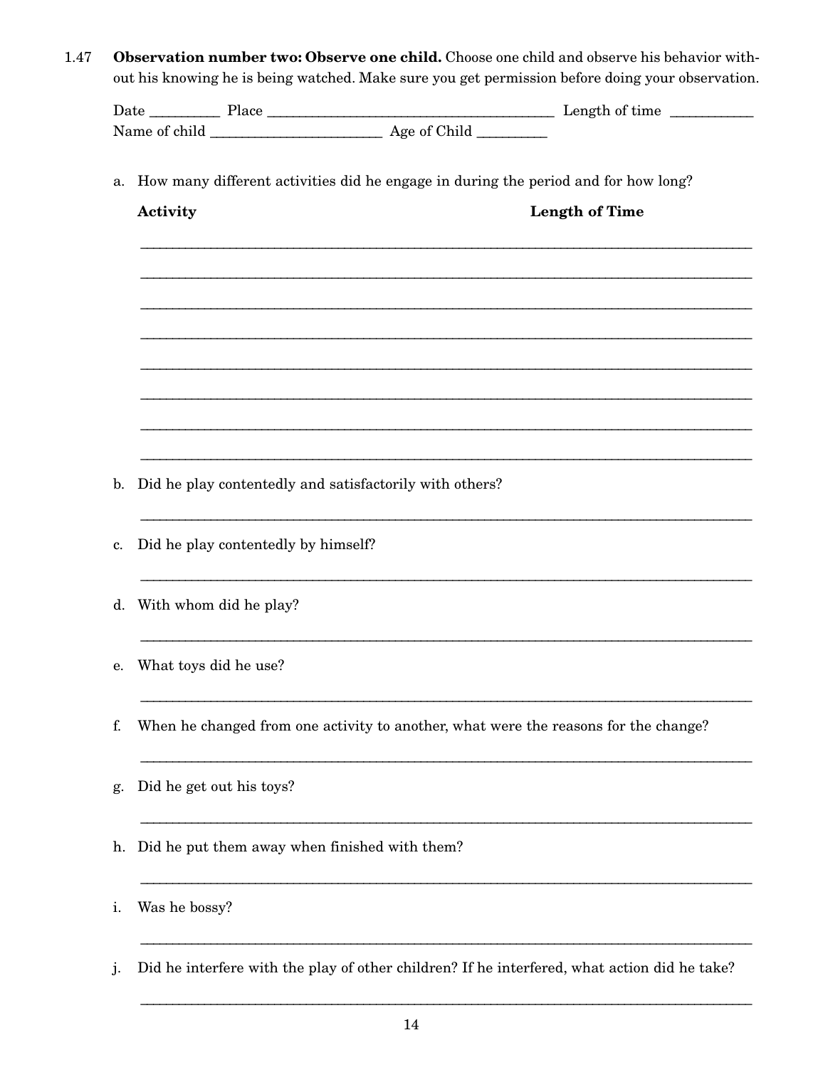1.47 **Observation number two: Observe one child.** Choose one child and observe his behavior without his knowing he is being watched. Make sure you get permission before doing your observation.

Date _________ Place ______________________________________ Length of time ___________

Name of child _______________________ Age of Child _________

a. How many different activities did he engage in during the period and for how long?

**Activity** **Length of Time**

_______________________________________________________________________________

_______________________________________________________________________________

_______________________________________________________________________________

_______________________________________________________________________________

_______________________________________________________________________________

_______________________________________________________________________________

_______________________________________________________________________________

_______________________________________________________________________________

b. Did he play contentedly and satisfactorily with others?

_______________________________________________________________________________

c. Did he play contentedly by himself?

_______________________________________________________________________________

d. With whom did he play?

_______________________________________________________________________________

e. What toys did he use?

_______________________________________________________________________________

f. When he changed from one activity to another, what were the reasons for the change?

_______________________________________________________________________________

g. Did he get out his toys?

_______________________________________________________________________________

h. Did he put them away when finished with them?

_______________________________________________________________________________

i. Was he bossy?

_______________________________________________________________________________

j. Did he interfere with the play of other children? If he interfered, what action did he take?

_______________________________________________________________________________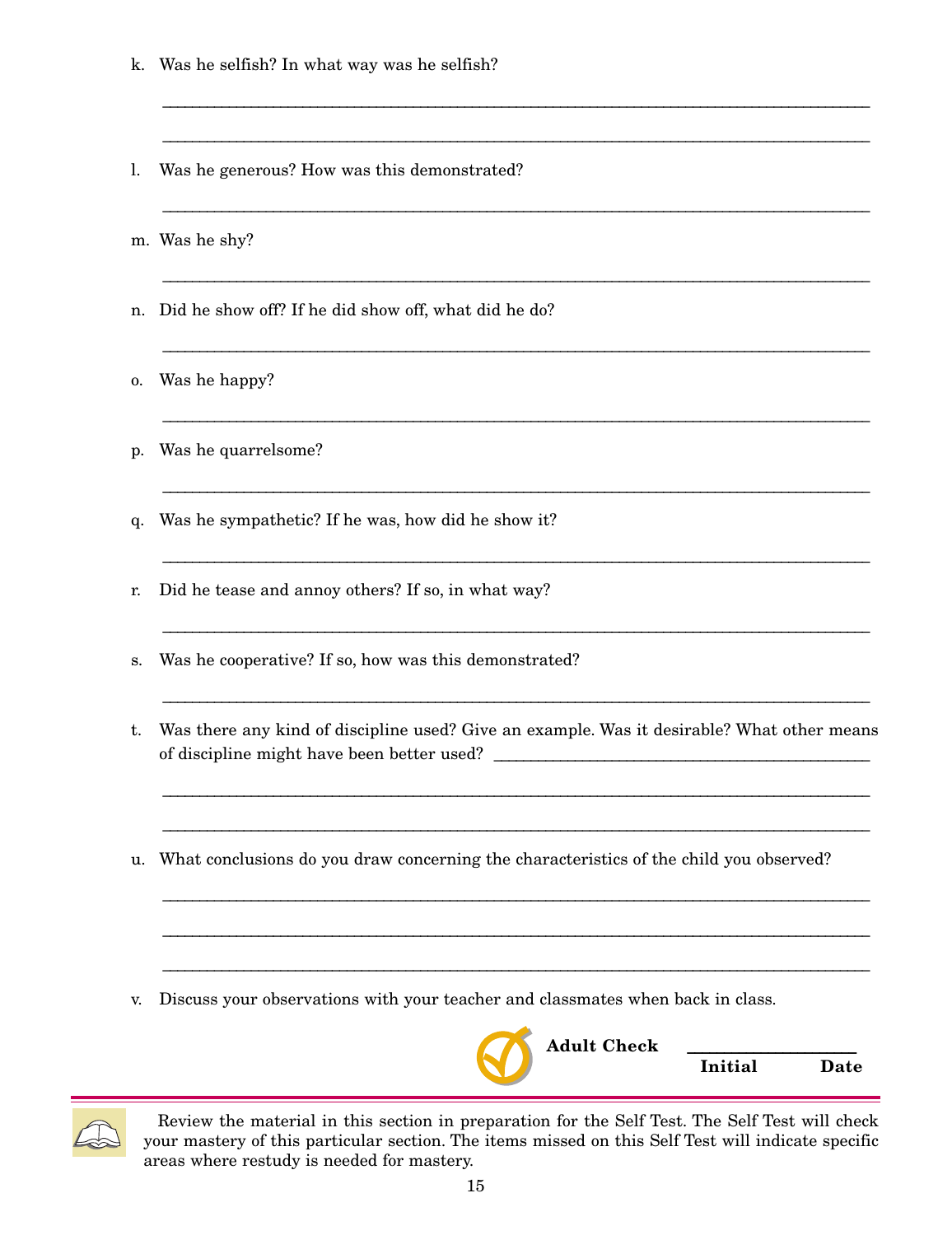k. Was he selfish? In what way was he selfish?

_______________________________________________________________________________

_______________________________________________________________________________

l. Was he generous? How was this demonstrated?

_______________________________________________________________________________

m. Was he shy?

_______________________________________________________________________________

n. Did he show off? If he did show off, what did he do?

_______________________________________________________________________________

o. Was he happy?

_______________________________________________________________________________

p. Was he quarrelsome?

_______________________________________________________________________________

q. Was he sympathetic? If he was, how did he show it?

_______________________________________________________________________________

r. Did he tease and annoy others? If so, in what way?

_______________________________________________________________________________

s. Was he cooperative? If so, how was this demonstrated?

_______________________________________________________________________________

t. Was there any kind of discipline used? Give an example. Was it desirable? What other means of discipline might have been better used? _______________________________________________

_______________________________________________________________________________

_______________________________________________________________________________

u. What conclusions do you draw concerning the characteristics of the child you observed?

_______________________________________________________________________________

_______________________________________________________________________________

_______________________________________________________________________________

v. Discuss your observations with your teacher and classmates when back in class.

**Adult Check** _______________
**Initial** **Date**

Review the material in this section in preparation for the Self Test. The Self Test will check your mastery of this particular section. The items missed on this Self Test will indicate specific areas where restudy is needed for mastery.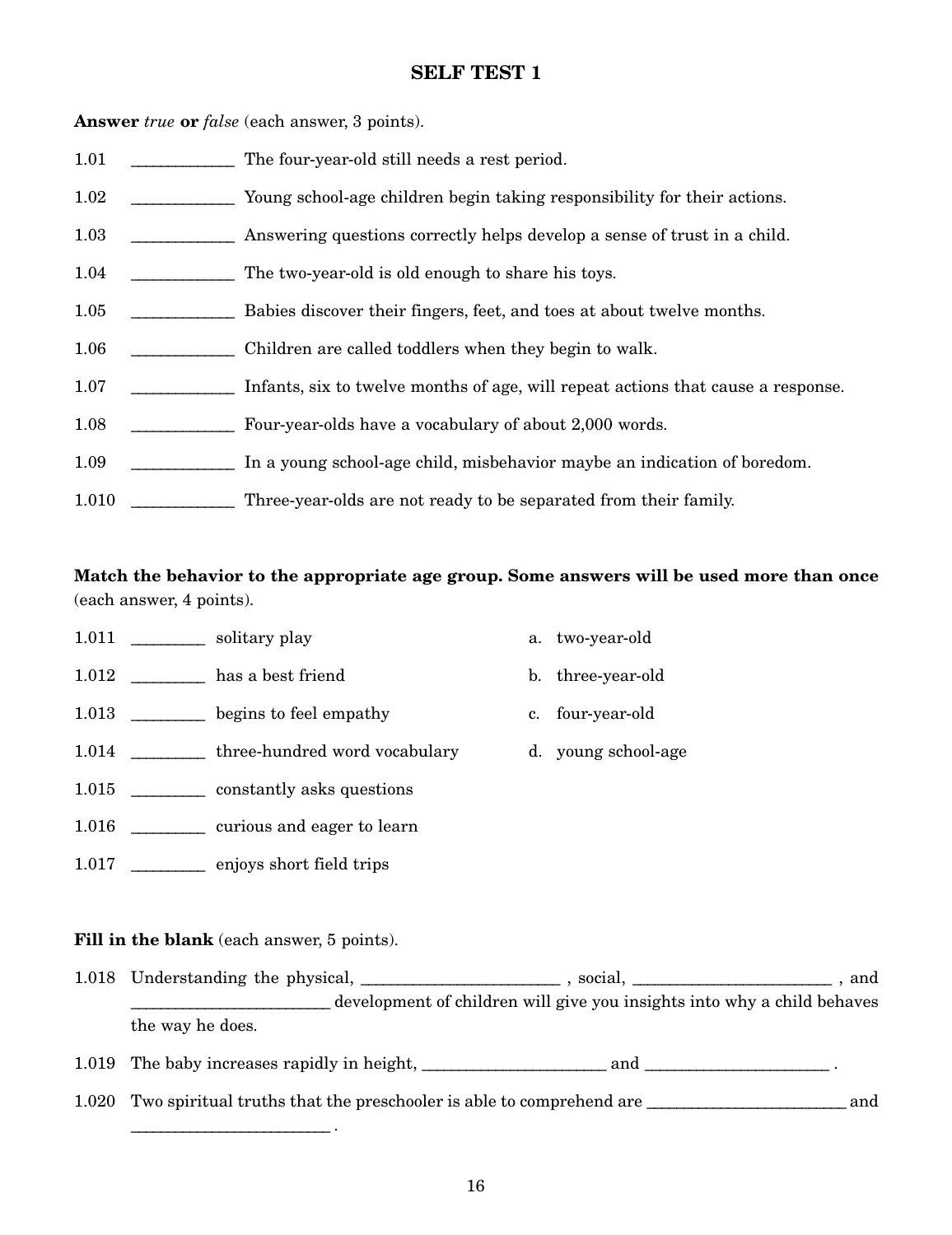# SELF TEST 1

**Answer** *true* **or** *false* (each answer, 3 points).

1.01 ____________ The four-year-old still needs a rest period.

1.02 ____________ Young school-age children begin taking responsibility for their actions.

1.03 ____________ Answering questions correctly helps develop a sense of trust in a child.

1.04 ____________ The two-year-old is old enough to share his toys.

1.05 ____________ Babies discover their fingers, feet, and toes at about twelve months.

1.06 ____________ Children are called toddlers when they begin to walk.

1.07 ____________ Infants, six to twelve months of age, will repeat actions that cause a response.

1.08 ____________ Four-year-olds have a vocabulary of about 2,000 words.

1.09 ____________ In a young school-age child, misbehavior maybe an indication of boredom.

1.010 ____________ Three-year-olds are not ready to be separated from their family.

**Match the behavior to the appropriate age group. Some answers will be used more than once** (each answer, 4 points).

1.011 ________ solitary play

1.012 ________ has a best friend

1.013 ________ begins to feel empathy

1.014 ________ three-hundred word vocabulary

1.015 ________ constantly asks questions

1.016 ________ curious and eager to learn

1.017 ________ enjoys short field trips

a. two-year-old

b. three-year-old

c. four-year-old

d. young school-age

**Fill in the blank** (each answer, 5 points).

1.018 Understanding the physical, ________________________ , social, ________________________ , and ________________________ development of children will give you insights into why a child behaves the way he does.

1.019 The baby increases rapidly in height, ______________________ and ______________________ .

1.020 Two spiritual truths that the preschooler is able to comprehend are ________________________ and ________________________ .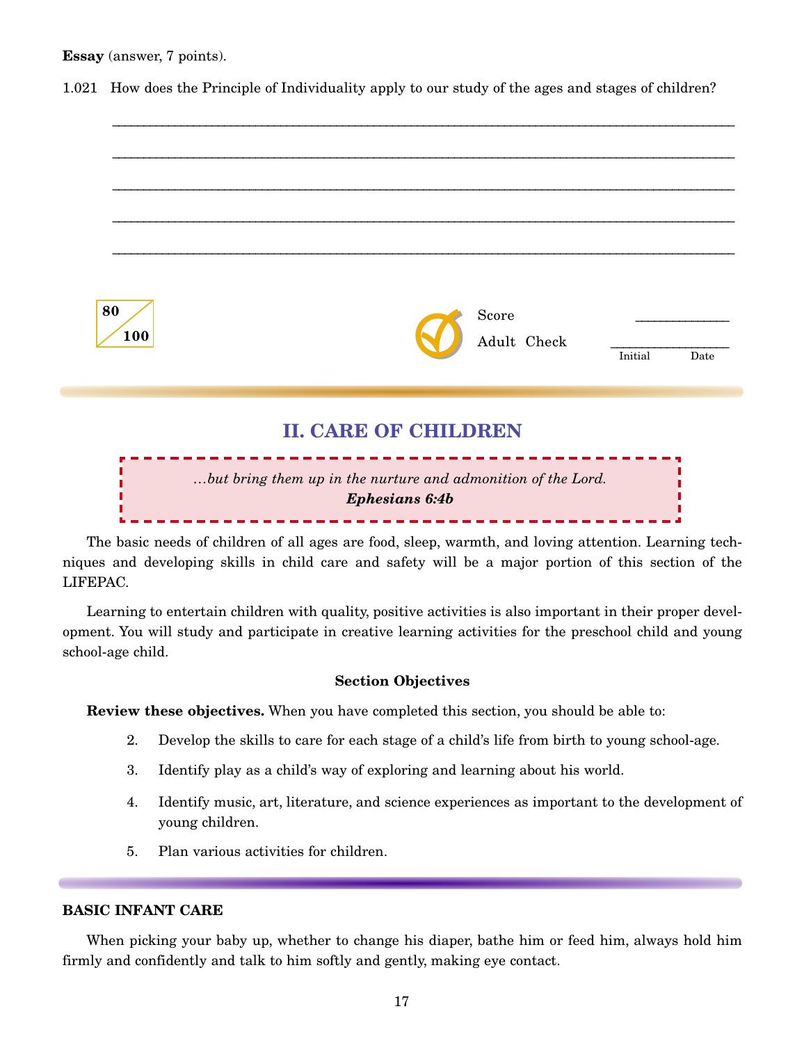**Essay** (answer, 7 points).

1.021 How does the Principle of Individuality apply to our study of the ages and stages of children?

________________________________________________________________________________

________________________________________________________________________________

________________________________________________________________________________

________________________________________________________________________________

________________________________________________________________________________

80/100

Score ____________

Adult Check ____________
Initial Date

## II. CARE OF CHILDREN

*...but bring them up in the nurture and admonition of the Lord.*
***Ephesians 6:4b***

The basic needs of children of all ages are food, sleep, warmth, and loving attention. Learning techniques and developing skills in child care and safety will be a major portion of this section of the LIFEPAC.

Learning to entertain children with quality, positive activities is also important in their proper development. You will study and participate in creative learning activities for the preschool child and young school-age child.

**Section Objectives**

**Review these objectives.** When you have completed this section, you should be able to:

2. Develop the skills to care for each stage of a child's life from birth to young school-age.
3. Identify play as a child's way of exploring and learning about his world.
4. Identify music, art, literature, and science experiences as important to the development of young children.
5. Plan various activities for children.

### BASIC INFANT CARE

When picking your baby up, whether to change his diaper, bathe him or feed him, always hold him firmly and confidently and talk to him softly and gently, making eye contact.